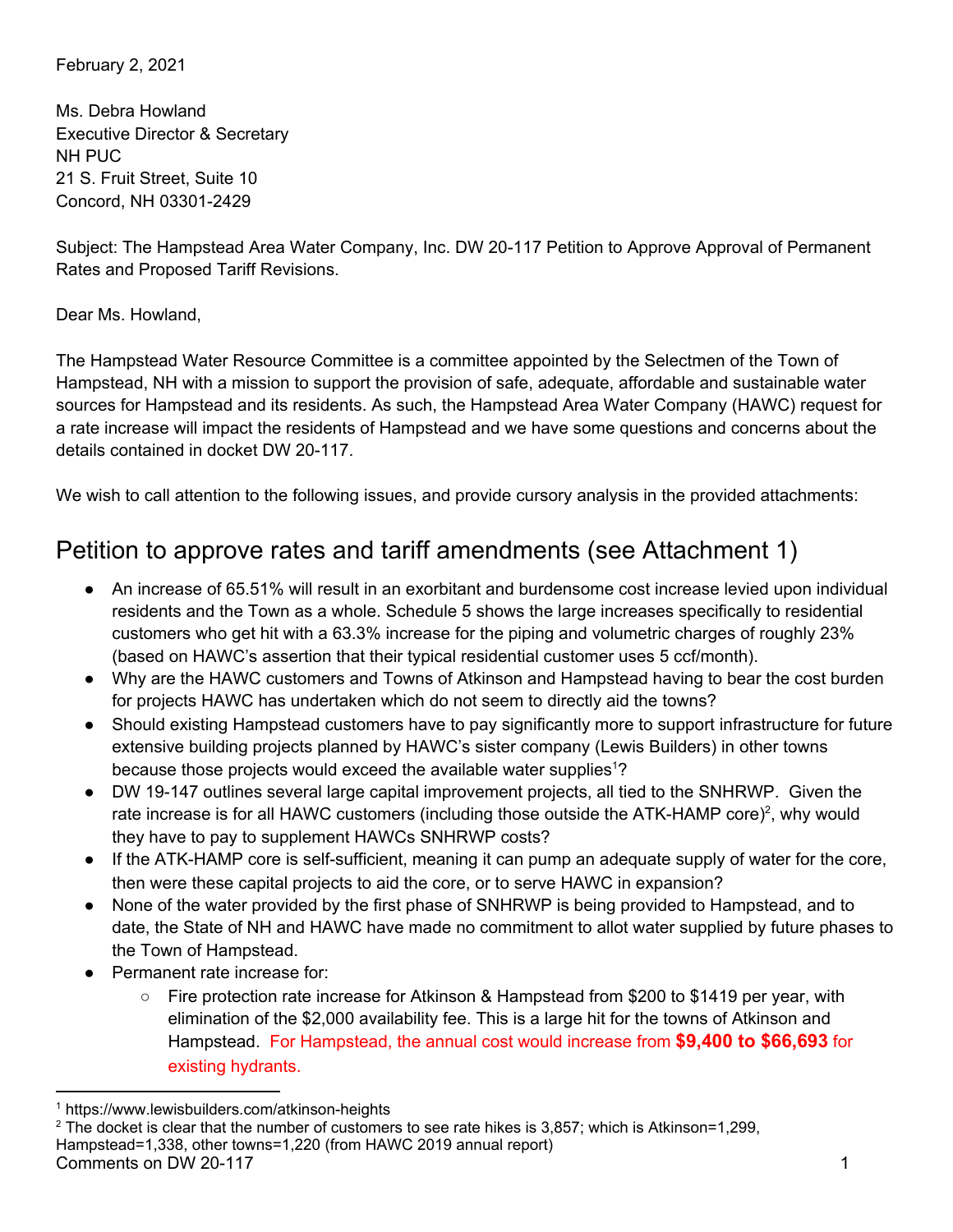February 2, 2021

Ms. Debra Howland
Executive Director & Secretary
NH PUC
21 S. Fruit Street, Suite 10
Concord, NH 03301-2429

Subject: The Hampstead Area Water Company, Inc. DW 20-117 Petition to Approve Approval of Permanent Rates and Proposed Tariff Revisions.

Dear Ms. Howland,

The Hampstead Water Resource Committee is a committee appointed by the Selectmen of the Town of Hampstead, NH with a mission to support the provision of safe, adequate, affordable and sustainable water sources for Hampstead and its residents. As such, the Hampstead Area Water Company (HAWC) request for a rate increase will impact the residents of Hampstead and we have some questions and concerns about the details contained in docket DW 20-117.

We wish to call attention to the following issues, and provide cursory analysis in the provided attachments:

## Petition to approve rates and tariff amendments (see Attachment 1)

- An increase of 65.51% will result in an exorbitant and burdensome cost increase levied upon individual residents and the Town as a whole. Schedule 5 shows the large increases specifically to residential customers who get hit with a 63.3% increase for the piping and volumetric charges of roughly 23% (based on HAWC's assertion that their typical residential customer uses 5 ccf/month).
- Why are the HAWC customers and Towns of Atkinson and Hampstead having to bear the cost burden for projects HAWC has undertaken which do not seem to directly aid the towns?
- Should existing Hampstead customers have to pay significantly more to support infrastructure for future extensive building projects planned by HAWC's sister company (Lewis Builders) in other towns because those projects would exceed the available water supplies[1]?
- DW 19-147 outlines several large capital improvement projects, all tied to the SNHRWP. Given the rate increase is for all HAWC customers (including those outside the ATK-HAMP core)[2], why would they have to pay to supplement HAWCs SNHRWP costs?
- If the ATK-HAMP core is self-sufficient, meaning it can pump an adequate supply of water for the core, then were these capital projects to aid the core, or to serve HAWC in expansion?
- None of the water provided by the first phase of SNHRWP is being provided to Hampstead, and to date, the State of NH and HAWC have made no commitment to allot water supplied by future phases to the Town of Hampstead.
- Permanent rate increase for:
    - Fire protection rate increase for Atkinson & Hampstead from $200 to $1419 per year, with elimination of the $2,000 availability fee. This is a large hit for the towns of Atkinson and Hampstead. For Hampstead, the annual cost would increase from **$9,400 to $66,693** for existing hydrants.

---

[1] https://www.lewisbuilders.com/atkinson-heights

[2] The docket is clear that the number of customers to see rate hikes is 3,857; which is Atkinson=1,299, Hampstead=1,338, other towns=1,220 (from HAWC 2019 annual report)

Comments on DW 20-117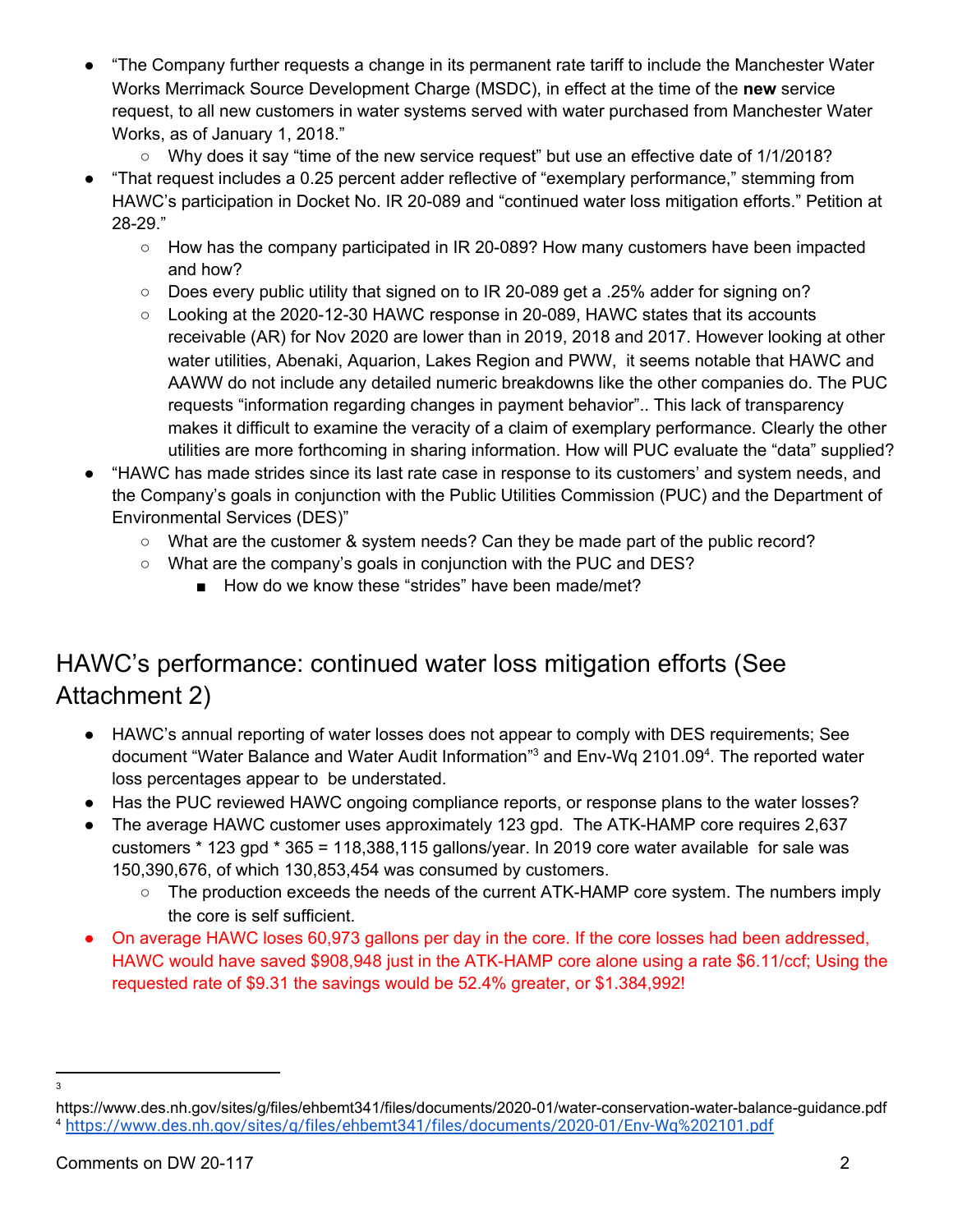- "The Company further requests a change in its permanent rate tariff to include the Manchester Water Works Merrimack Source Development Charge (MSDC), in effect at the time of the **new** service request, to all new customers in water systems served with water purchased from Manchester Water Works, as of January 1, 2018."
  - Why does it say "time of the new service request" but use an effective date of 1/1/2018?
- "That request includes a 0.25 percent adder reflective of "exemplary performance," stemming from HAWC's participation in Docket No. IR 20-089 and "continued water loss mitigation efforts." Petition at 28-29."
  - How has the company participated in IR 20-089? How many customers have been impacted and how?
  - Does every public utility that signed on to IR 20-089 get a .25% adder for signing on?
  - Looking at the 2020-12-30 HAWC response in 20-089, HAWC states that its accounts receivable (AR) for Nov 2020 are lower than in 2019, 2018 and 2017. However looking at other water utilities, Abenaki, Aquarion, Lakes Region and PWW, it seems notable that HAWC and AAWW do not include any detailed numeric breakdowns like the other companies do. The PUC requests "information regarding changes in payment behavior".. This lack of transparency makes it difficult to examine the veracity of a claim of exemplary performance. Clearly the other utilities are more forthcoming in sharing information. How will PUC evaluate the "data" supplied?
- "HAWC has made strides since its last rate case in response to its customers' and system needs, and the Company's goals in conjunction with the Public Utilities Commission (PUC) and the Department of Environmental Services (DES)"
  - What are the customer & system needs? Can they be made part of the public record?
  - What are the company's goals in conjunction with the PUC and DES?
    - How do we know these "strides" have been made/met?

## HAWC's performance: continued water loss mitigation efforts (See Attachment 2)

- HAWC's annual reporting of water losses does not appear to comply with DES requirements; See document "Water Balance and Water Audit Information"[3] and Env-Wq 2101.09[4]. The reported water loss percentages appear to be understated.
- Has the PUC reviewed HAWC ongoing compliance reports, or response plans to the water losses?
- The average HAWC customer uses approximately 123 gpd. The ATK-HAMP core requires 2,637 customers * 123 gpd * 365 = 118,388,115 gallons/year. In 2019 core water available for sale was 150,390,676, of which 130,853,454 was consumed by customers.
  - The production exceeds the needs of the current ATK-HAMP core system. The numbers imply the core is self sufficient.
- On average HAWC loses 60,973 gallons per day in the core. If the core losses had been addressed, HAWC would have saved $908,948 just in the ATK-HAMP core alone using a rate $6.11/ccf; Using the requested rate of $9.31 the savings would be 52.4% greater, or $1.384,992!

---

[3] https://www.des.nh.gov/sites/g/files/ehbemt341/files/documents/2020-01/water-conservation-water-balance-guidance.pdf

[4] https://www.des.nh.gov/sites/g/files/ehbemt341/files/documents/2020-01/Env-Wq%202101.pdf

Comments on DW 20-117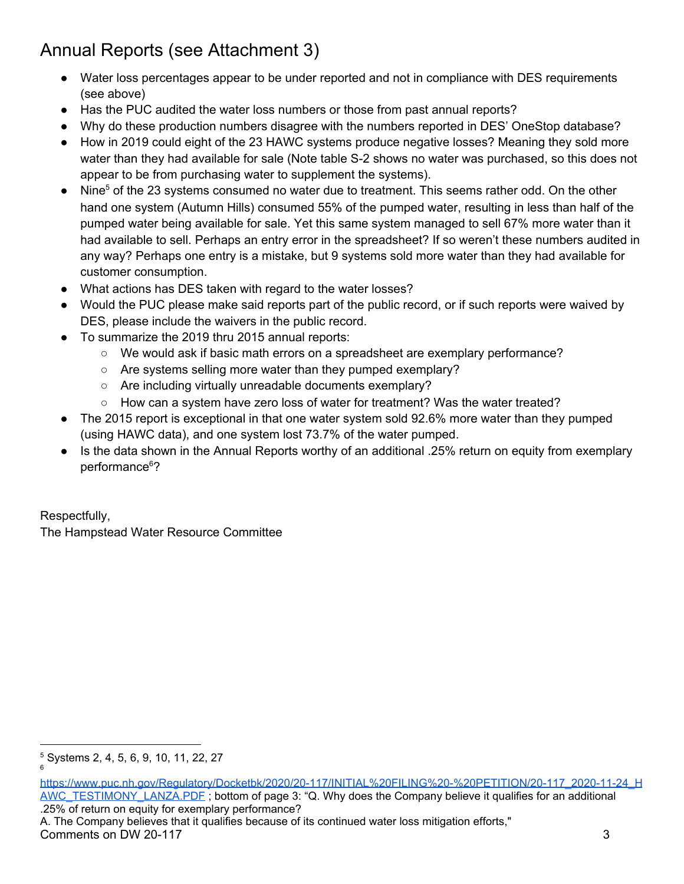## Annual Reports (see Attachment 3)

- Water loss percentages appear to be under reported and not in compliance with DES requirements (see above)
- Has the PUC audited the water loss numbers or those from past annual reports?
- Why do these production numbers disagree with the numbers reported in DES' OneStop database?
- How in 2019 could eight of the 23 HAWC systems produce negative losses? Meaning they sold more water than they had available for sale (Note table S-2 shows no water was purchased, so this does not appear to be from purchasing water to supplement the systems).
- Nine[5] of the 23 systems consumed no water due to treatment. This seems rather odd. On the other hand one system (Autumn Hills) consumed 55% of the pumped water, resulting in less than half of the pumped water being available for sale. Yet this same system managed to sell 67% more water than it had available to sell. Perhaps an entry error in the spreadsheet? If so weren't these numbers audited in any way? Perhaps one entry is a mistake, but 9 systems sold more water than they had available for customer consumption.
- What actions has DES taken with regard to the water losses?
- Would the PUC please make said reports part of the public record, or if such reports were waived by DES, please include the waivers in the public record.
- To summarize the 2019 thru 2015 annual reports:
  - We would ask if basic math errors on a spreadsheet are exemplary performance?
  - Are systems selling more water than they pumped exemplary?
  - Are including virtually unreadable documents exemplary?
  - How can a system have zero loss of water for treatment? Was the water treated?
- The 2015 report is exceptional in that one water system sold 92.6% more water than they pumped (using HAWC data), and one system lost 73.7% of the water pumped.
- Is the data shown in the Annual Reports worthy of an additional .25% return on equity from exemplary performance[6]?

Respectfully,
The Hampstead Water Resource Committee

---

[5] Systems 2, 4, 5, 6, 9, 10, 11, 22, 27

[6] https://www.puc.nh.gov/Regulatory/Docketbk/2020/20-117/INITIAL%20FILING%20-%20PETITION/20-117_2020-11-24_HAWC_TESTIMONY_LANZA.PDF ; bottom of page 3: "Q. Why does the Company believe it qualifies for an additional .25% of return on equity for exemplary performance?
A. The Company believes that it qualifies because of its continued water loss mitigation efforts,"

Comments on DW 20-117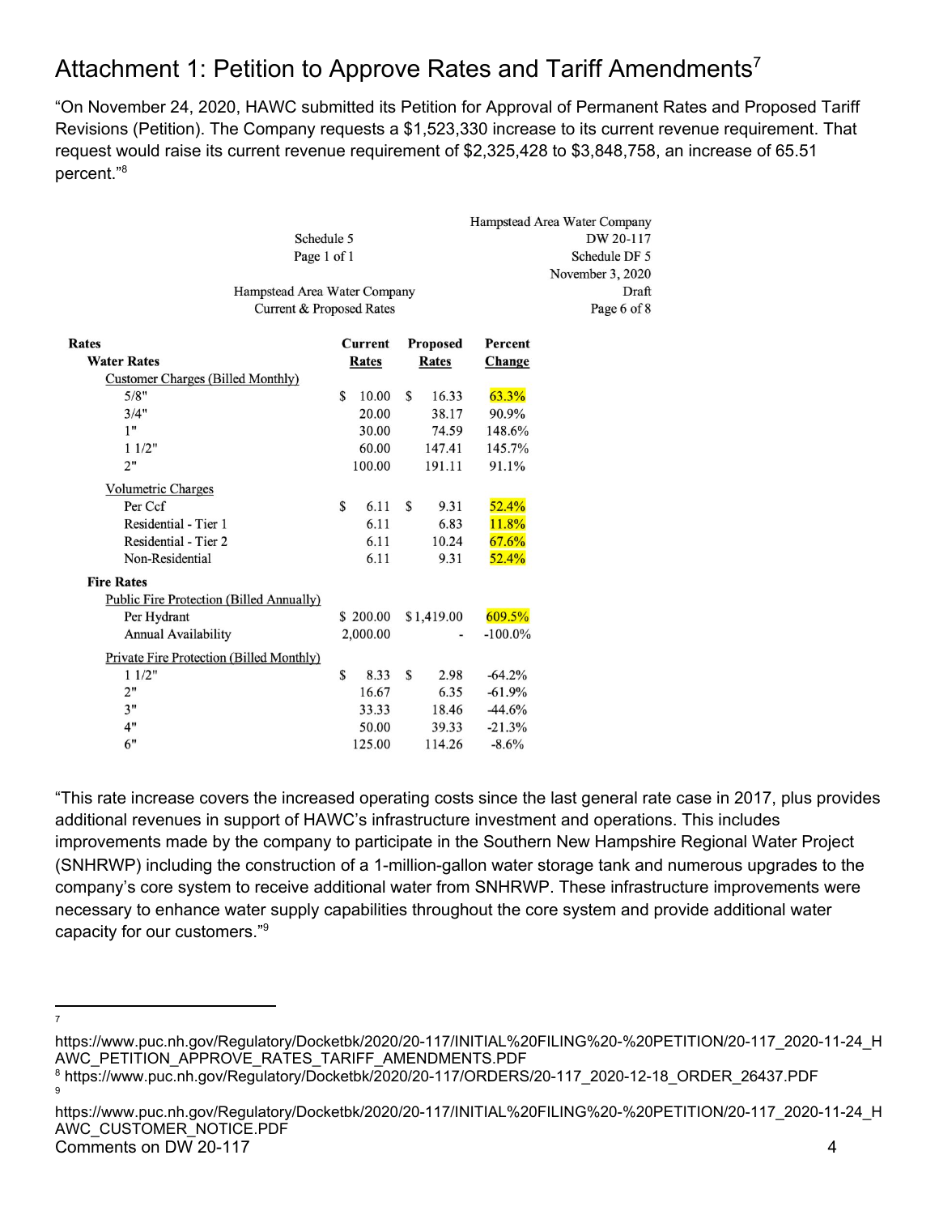# Attachment 1: Petition to Approve Rates and Tariff Amendments[7]

"On November 24, 2020, HAWC submitted its Petition for Approval of Permanent Rates and Proposed Tariff Revisions (Petition). The Company requests a $1,523,330 increase to its current revenue requirement. That request would raise its current revenue requirement of $2,325,428 to $3,848,758, an increase of 65.51 percent."[8]

Schedule 5
Page 1 of 1

Hampstead Area Water Company
Current & Proposed Rates

Hampstead Area Water Company
DW 20-117
Schedule DF 5
November 3, 2020
Draft
Page 6 of 8

| Rates | Current Rates | Proposed Rates | Percent Change |
|---|---|---|---|
| **Water Rates** | | | |
| Customer Charges (Billed Monthly) | | | |
| 5/8" | $ 10.00 | $ 16.33 | 63.3% |
| 3/4" | 20.00 | 38.17 | 90.9% |
| 1" | 30.00 | 74.59 | 148.6% |
| 1 1/2" | 60.00 | 147.41 | 145.7% |
| 2" | 100.00 | 191.11 | 91.1% |
| Volumetric Charges | | | |
| Per Ccf | $ 6.11 | $ 9.31 | 52.4% |
| Residential - Tier 1 | 6.11 | 6.83 | 11.8% |
| Residential - Tier 2 | 6.11 | 10.24 | 67.6% |
| Non-Residential | 6.11 | 9.31 | 52.4% |
| **Fire Rates** | | | |
| Public Fire Protection (Billed Annually) | | | |
| Per Hydrant | $ 200.00 | $ 1,419.00 | 609.5% |
| Annual Availability | 2,000.00 | - | -100.0% |
| Private Fire Protection (Billed Monthly) | | | |
| 1 1/2" | $ 8.33 | $ 2.98 | -64.2% |
| 2" | 16.67 | 6.35 | -61.9% |
| 3" | 33.33 | 18.46 | -44.6% |
| 4" | 50.00 | 39.33 | -21.3% |
| 6" | 125.00 | 114.26 | -8.6% |

"This rate increase covers the increased operating costs since the last general rate case in 2017, plus provides additional revenues in support of HAWC's infrastructure investment and operations. This includes improvements made by the company to participate in the Southern New Hampshire Regional Water Project (SNHRWP) including the construction of a 1-million-gallon water storage tank and numerous upgrades to the company's core system to receive additional water from SNHRWP. These infrastructure improvements were necessary to enhance water supply capabilities throughout the core system and provide additional water capacity for our customers."[9]

---

[7] https://www.puc.nh.gov/Regulatory/Docketbk/2020/20-117/INITIAL%20FILING%20-%20PETITION/20-117_2020-11-24_HAWC_PETITION_APPROVE_RATES_TARIFF_AMENDMENTS.PDF

[8] https://www.puc.nh.gov/Regulatory/Docketbk/2020/20-117/ORDERS/20-117_2020-12-18_ORDER_26437.PDF

[9] https://www.puc.nh.gov/Regulatory/Docketbk/2020/20-117/INITIAL%20FILING%20-%20PETITION/20-117_2020-11-24_HAWC_CUSTOMER_NOTICE.PDF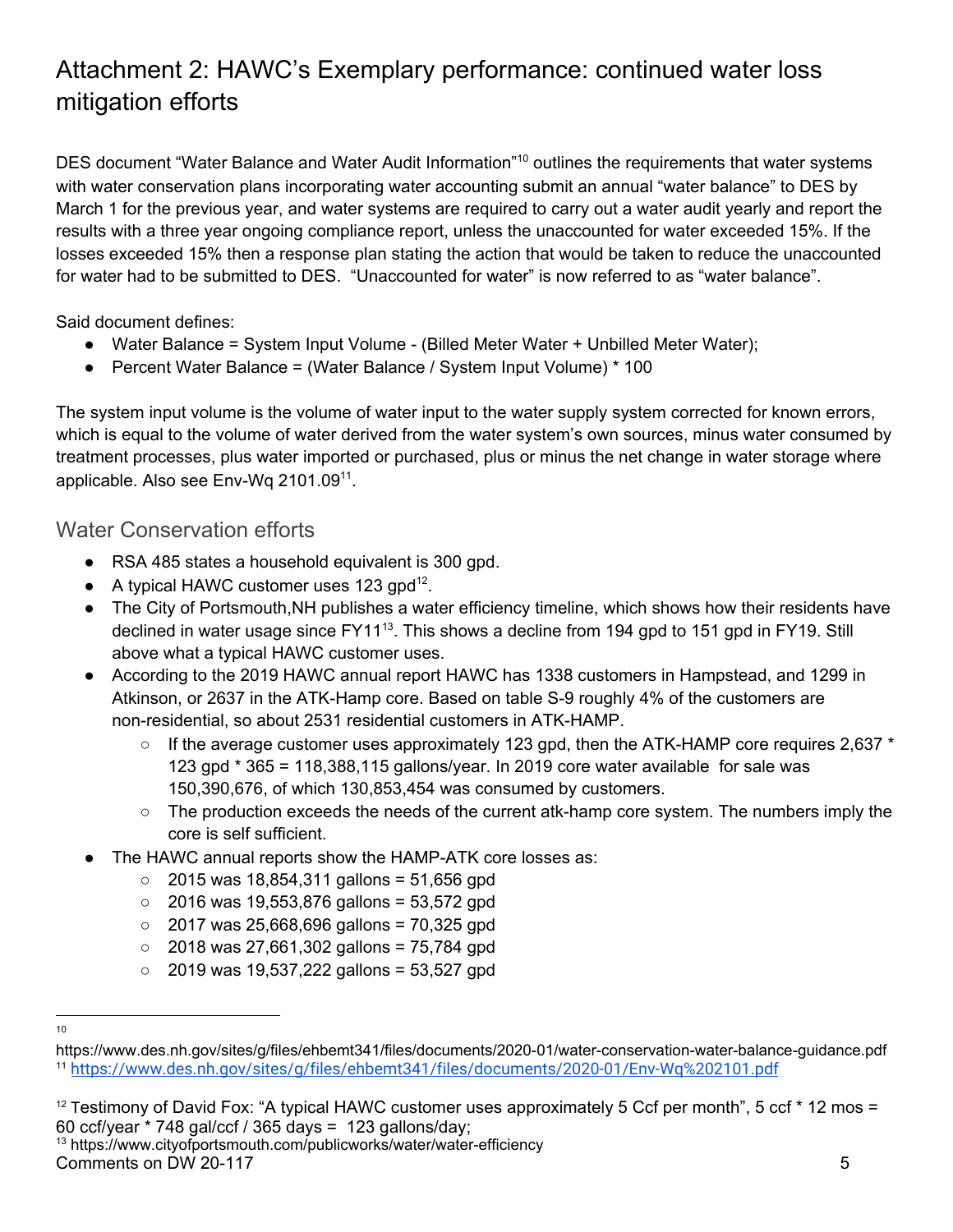# Attachment 2: HAWC's Exemplary performance: continued water loss mitigation efforts

DES document "Water Balance and Water Audit Information"[10] outlines the requirements that water systems with water conservation plans incorporating water accounting submit an annual "water balance" to DES by March 1 for the previous year, and water systems are required to carry out a water audit yearly and report the results with a three year ongoing compliance report, unless the unaccounted for water exceeded 15%. If the losses exceeded 15% then a response plan stating the action that would be taken to reduce the unaccounted for water had to be submitted to DES. "Unaccounted for water" is now referred to as "water balance".

Said document defines:

- Water Balance = System Input Volume - (Billed Meter Water + Unbilled Meter Water);
- Percent Water Balance = (Water Balance / System Input Volume) * 100

The system input volume is the volume of water input to the water supply system corrected for known errors, which is equal to the volume of water derived from the water system's own sources, minus water consumed by treatment processes, plus water imported or purchased, plus or minus the net change in water storage where applicable. Also see Env-Wq 2101.09[11].

## Water Conservation efforts

- RSA 485 states a household equivalent is 300 gpd.
- A typical HAWC customer uses 123 gpd[12].
- The City of Portsmouth,NH publishes a water efficiency timeline, which shows how their residents have declined in water usage since FY11[13]. This shows a decline from 194 gpd to 151 gpd in FY19. Still above what a typical HAWC customer uses.
- According to the 2019 HAWC annual report HAWC has 1338 customers in Hampstead, and 1299 in Atkinson, or 2637 in the ATK-Hamp core. Based on table S-9 roughly 4% of the customers are non-residential, so about 2531 residential customers in ATK-HAMP.
  - If the average customer uses approximately 123 gpd, then the ATK-HAMP core requires 2,637 * 123 gpd * 365 = 118,388,115 gallons/year. In 2019 core water available for sale was 150,390,676, of which 130,853,454 was consumed by customers.
  - The production exceeds the needs of the current atk-hamp core system. The numbers imply the core is self sufficient.
- The HAWC annual reports show the HAMP-ATK core losses as:
  - 2015 was 18,854,311 gallons = 51,656 gpd
  - 2016 was 19,553,876 gallons = 53,572 gpd
  - 2017 was 25,668,696 gallons = 70,325 gpd
  - 2018 was 27,661,302 gallons = 75,784 gpd
  - 2019 was 19,537,222 gallons = 53,527 gpd

---

[10] https://www.des.nh.gov/sites/g/files/ehbemt341/files/documents/2020-01/water-conservation-water-balance-guidance.pdf

[11] https://www.des.nh.gov/sites/g/files/ehbemt341/files/documents/2020-01/Env-Wq%202101.pdf

[12] Testimony of David Fox: "A typical HAWC customer uses approximately 5 Ccf per month", 5 ccf * 12 mos = 60 ccf/year * 748 gal/ccf / 365 days = 123 gallons/day;

[13] https://www.cityofportsmouth.com/publicworks/water/water-efficiency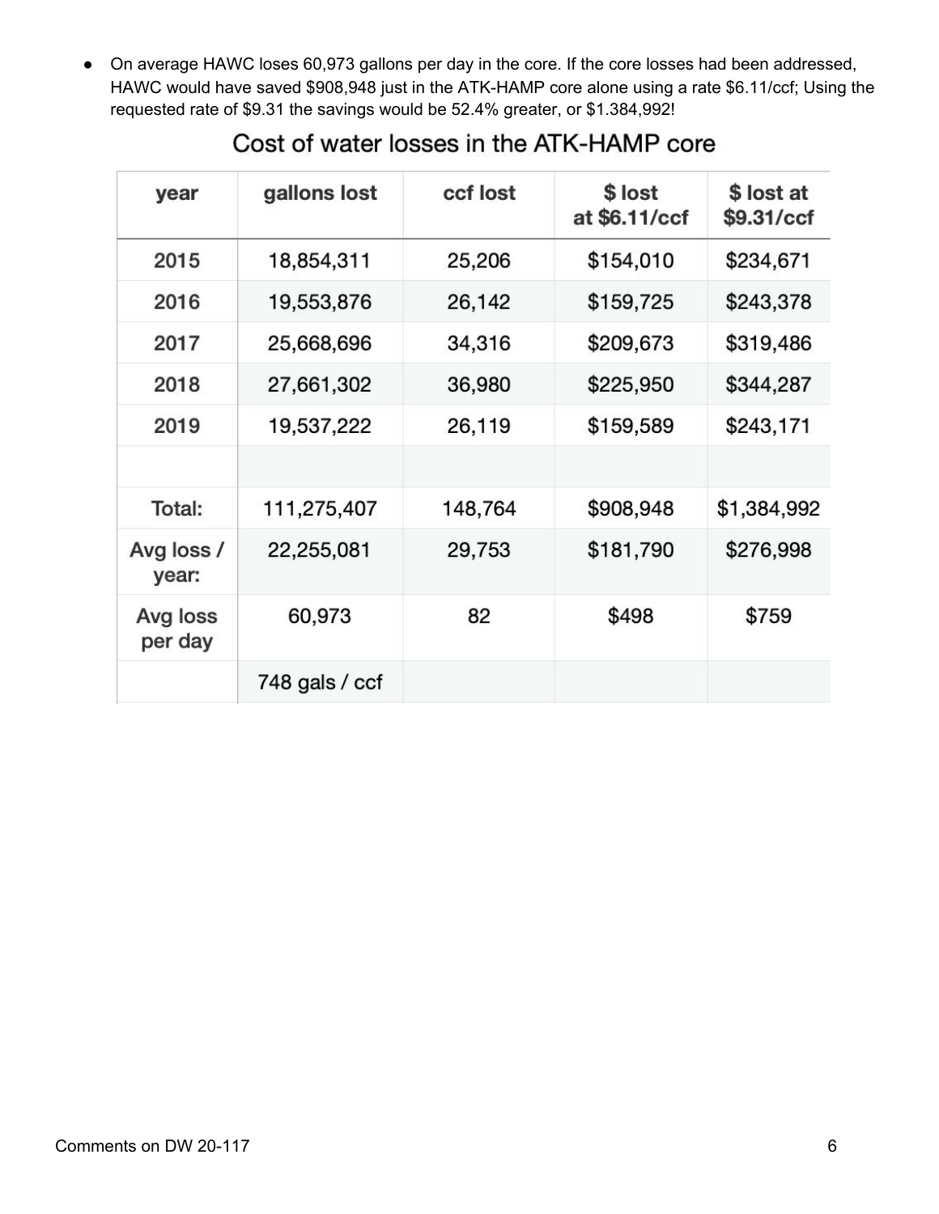- On average HAWC loses 60,973 gallons per day in the core. If the core losses had been addressed, HAWC would have saved $908,948 just in the ATK-HAMP core alone using a rate $6.11/ccf; Using the requested rate of $9.31 the savings would be 52.4% greater, or $1.384,992!

## Cost of water losses in the ATK-HAMP core

| year | gallons lost | ccf lost | $ lost at $6.11/ccf | $ lost at $9.31/ccf |
|---|---|---|---|---|
| 2015 | 18,854,311 | 25,206 | $154,010 | $234,671 |
| 2016 | 19,553,876 | 26,142 | $159,725 | $243,378 |
| 2017 | 25,668,696 | 34,316 | $209,673 | $319,486 |
| 2018 | 27,661,302 | 36,980 | $225,950 | $344,287 |
| 2019 | 19,537,222 | 26,119 | $159,589 | $243,171 |
| | | | | |
| Total: | 111,275,407 | 148,764 | $908,948 | $1,384,992 |
| Avg loss / year: | 22,255,081 | 29,753 | $181,790 | $276,998 |
| Avg loss per day | 60,973 | 82 | $498 | $759 |
| | 748 gals / ccf | | | |

Comments on DW 20-117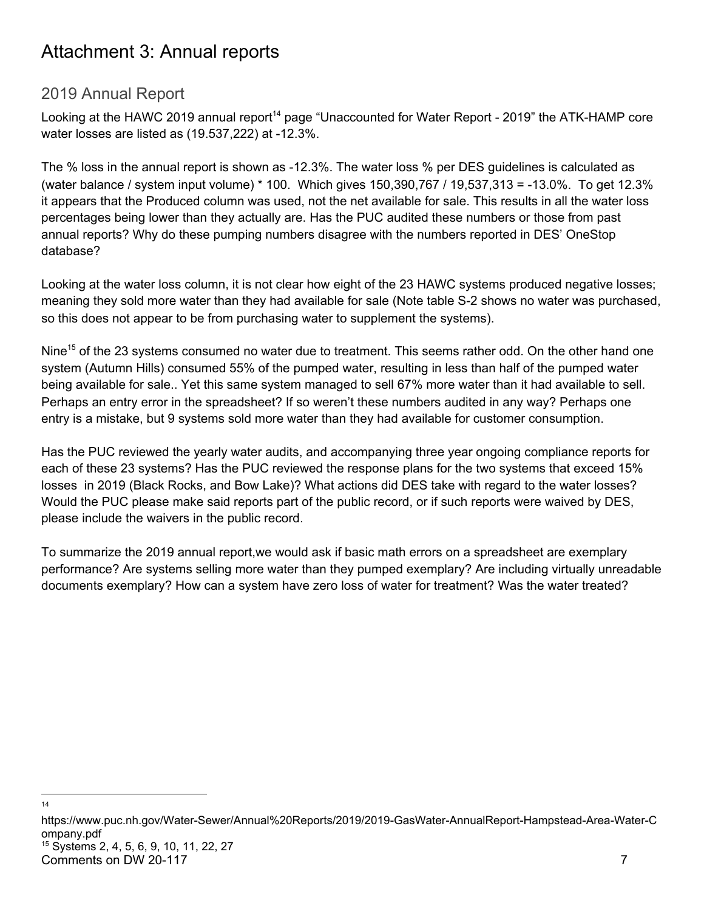# Attachment 3: Annual reports

## 2019 Annual Report

Looking at the HAWC 2019 annual report[14] page "Unaccounted for Water Report - 2019" the ATK-HAMP core water losses are listed as (19.537,222) at -12.3%.

The % loss in the annual report is shown as -12.3%. The water loss % per DES guidelines is calculated as (water balance / system input volume) * 100. Which gives 150,390,767 / 19,537,313 = -13.0%. To get 12.3% it appears that the Produced column was used, not the net available for sale. This results in all the water loss percentages being lower than they actually are. Has the PUC audited these numbers or those from past annual reports? Why do these pumping numbers disagree with the numbers reported in DES' OneStop database?

Looking at the water loss column, it is not clear how eight of the 23 HAWC systems produced negative losses; meaning they sold more water than they had available for sale (Note table S-2 shows no water was purchased, so this does not appear to be from purchasing water to supplement the systems).

Nine[15] of the 23 systems consumed no water due to treatment. This seems rather odd. On the other hand one system (Autumn Hills) consumed 55% of the pumped water, resulting in less than half of the pumped water being available for sale.. Yet this same system managed to sell 67% more water than it had available to sell. Perhaps an entry error in the spreadsheet? If so weren't these numbers audited in any way? Perhaps one entry is a mistake, but 9 systems sold more water than they had available for customer consumption.

Has the PUC reviewed the yearly water audits, and accompanying three year ongoing compliance reports for each of these 23 systems? Has the PUC reviewed the response plans for the two systems that exceed 15% losses in 2019 (Black Rocks, and Bow Lake)? What actions did DES take with regard to the water losses? Would the PUC please make said reports part of the public record, or if such reports were waived by DES, please include the waivers in the public record.

To summarize the 2019 annual report,we would ask if basic math errors on a spreadsheet are exemplary performance? Are systems selling more water than they pumped exemplary? Are including virtually unreadable documents exemplary? How can a system have zero loss of water for treatment? Was the water treated?

---

[14] https://www.puc.nh.gov/Water-Sewer/Annual%20Reports/2019/2019-GasWater-AnnualReport-Hampstead-Area-Water-Company.pdf

[15] Systems 2, 4, 5, 6, 9, 10, 11, 22, 27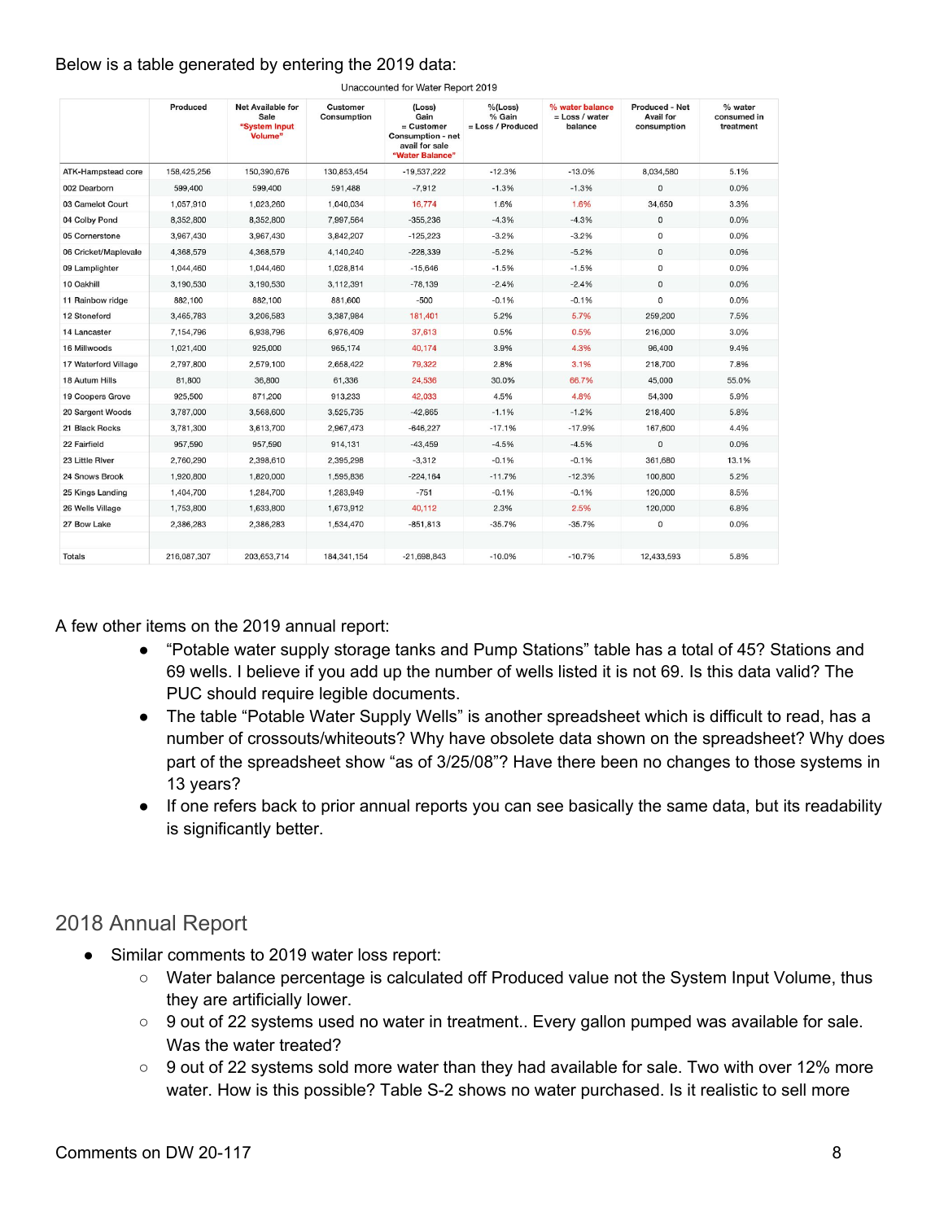Below is a table generated by entering the 2019 data:

Unaccounted for Water Report 2019

| | Produced | Net Available for Sale "System Input Volume" | Customer Consumption | (Loss) Gain = Customer Consumption - net avail for sale "Water Balance" | %(Loss) % Gain = Loss / Produced | % water balance = Loss / water balance | Produced - Net Avail for consumption | % water consumed in treatment |
|---|---|---|---|---|---|---|---|---|
| ATK-Hampstead core | 158,425,256 | 150,390,676 | 130,853,454 | -19,537,222 | -12.3% | -13.0% | 8,034,580 | 5.1% |
| 002 Dearborn | 599,400 | 599,400 | 591,488 | -7,912 | -1.3% | -1.3% | 0 | 0.0% |
| 03 Camelot Court | 1,057,910 | 1,023,260 | 1,040,034 | 16,774 | 1.6% | 1.6% | 34,650 | 3.3% |
| 04 Colby Pond | 8,352,800 | 8,352,800 | 7,997,564 | -355,236 | -4.3% | -4.3% | 0 | 0.0% |
| 05 Cornerstone | 3,967,430 | 3,967,430 | 3,842,207 | -125,223 | -3.2% | -3.2% | 0 | 0.0% |
| 06 Cricket/Maplevale | 4,368,579 | 4,368,579 | 4,140,240 | -228,339 | -5.2% | -5.2% | 0 | 0.0% |
| 09 Lamplighter | 1,044,460 | 1,044,460 | 1,028,814 | -15,646 | -1.5% | -1.5% | 0 | 0.0% |
| 10 Oakhill | 3,190,530 | 3,190,530 | 3,112,391 | -78,139 | -2.4% | -2.4% | 0 | 0.0% |
| 11 Rainbow ridge | 882,100 | 882,100 | 881,600 | -500 | -0.1% | -0.1% | 0 | 0.0% |
| 12 Stoneford | 3,465,783 | 3,206,583 | 3,387,984 | 181,401 | 5.2% | 5.7% | 259,200 | 7.5% |
| 14 Lancaster | 7,154,796 | 6,938,796 | 6,976,409 | 37,613 | 0.5% | 0.5% | 216,000 | 3.0% |
| 16 Millwoods | 1,021,400 | 925,000 | 965,174 | 40,174 | 3.9% | 4.3% | 96,400 | 9.4% |
| 17 Waterford Village | 2,797,800 | 2,579,100 | 2,658,422 | 79,322 | 2.8% | 3.1% | 218,700 | 7.8% |
| 18 Autum Hills | 81,800 | 36,800 | 61,336 | 24,536 | 30.0% | 66.7% | 45,000 | 55.0% |
| 19 Coopers Grove | 925,500 | 871,200 | 913,233 | 42,033 | 4.5% | 4.8% | 54,300 | 5.9% |
| 20 Sargent Woods | 3,787,000 | 3,568,600 | 3,525,735 | -42,865 | -1.1% | -1.2% | 218,400 | 5.8% |
| 21 Black Rocks | 3,781,300 | 3,613,700 | 2,967,473 | -646,227 | -17.1% | -17.9% | 167,600 | 4.4% |
| 22 Fairfield | 957,590 | 957,590 | 914,131 | -43,459 | -4.5% | -4.5% | 0 | 0.0% |
| 23 Little River | 2,760,290 | 2,398,610 | 2,395,298 | -3,312 | -0.1% | -0.1% | 361,680 | 13.1% |
| 24 Snows Brook | 1,920,800 | 1,820,000 | 1,595,836 | -224,164 | -11.7% | -12.3% | 100,800 | 5.2% |
| 25 Kings Landing | 1,404,700 | 1,284,700 | 1,283,949 | -751 | -0.1% | -0.1% | 120,000 | 8.5% |
| 26 Wells Village | 1,753,800 | 1,633,800 | 1,673,912 | 40,112 | 2.3% | 2.5% | 120,000 | 6.8% |
| 27 Bow Lake | 2,386,283 | 2,386,283 | 1,534,470 | -851,813 | -35.7% | -35.7% | 0 | 0.0% |
| | | | | | | | | |
| Totals | 216,087,307 | 203,653,714 | 184,341,154 | -21,698,843 | -10.0% | -10.7% | 12,433,593 | 5.8% |

A few other items on the 2019 annual report:

- "Potable water supply storage tanks and Pump Stations" table has a total of 45? Stations and 69 wells. I believe if you add up the number of wells listed it is not 69. Is this data valid? The PUC should require legible documents.
- The table "Potable Water Supply Wells" is another spreadsheet which is difficult to read, has a number of crossouts/whiteouts? Why have obsolete data shown on the spreadsheet? Why does part of the spreadsheet show "as of 3/25/08"? Have there been no changes to those systems in 13 years?
- If one refers back to prior annual reports you can see basically the same data, but its readability is significantly better.

## 2018 Annual Report

- Similar comments to 2019 water loss report:
  - Water balance percentage is calculated off Produced value not the System Input Volume, thus they are artificially lower.
  - 9 out of 22 systems used no water in treatment.. Every gallon pumped was available for sale. Was the water treated?
  - 9 out of 22 systems sold more water than they had available for sale. Two with over 12% more water. How is this possible? Table S-2 shows no water purchased. Is it realistic to sell more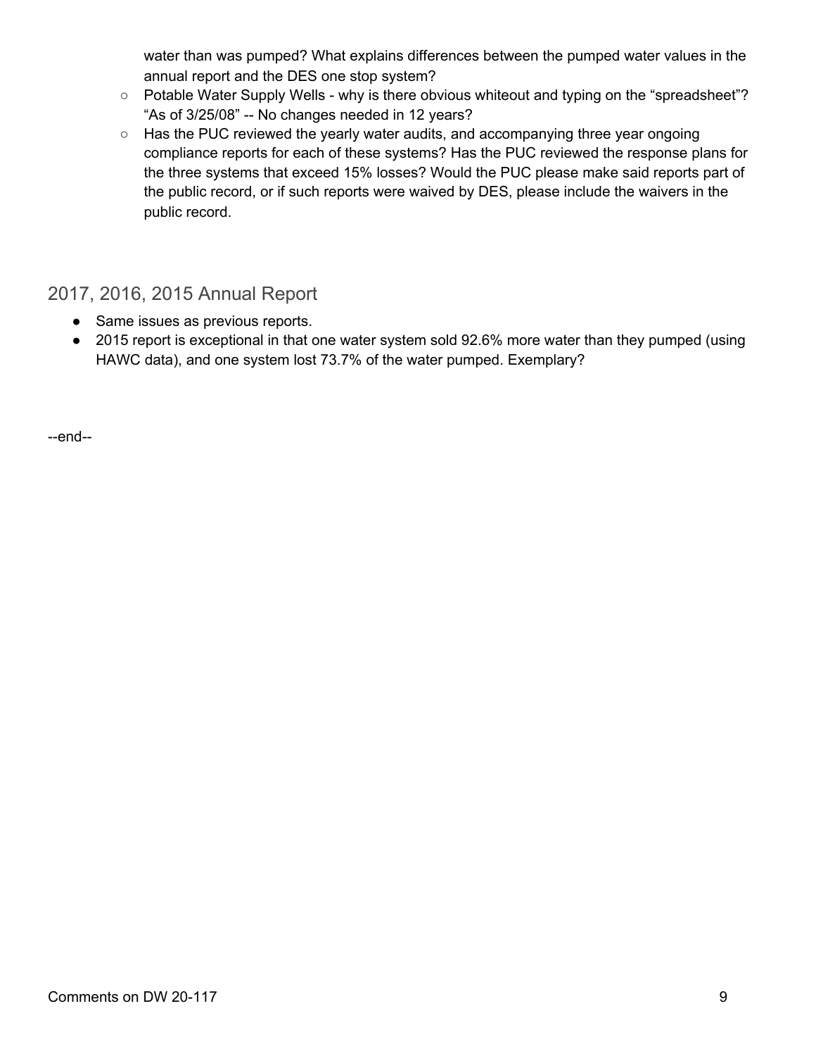water than was pumped? What explains differences between the pumped water values in the annual report and the DES one stop system?

- Potable Water Supply Wells - why is there obvious whiteout and typing on the "spreadsheet"? "As of 3/25/08" -- No changes needed in 12 years?
- Has the PUC reviewed the yearly water audits, and accompanying three year ongoing compliance reports for each of these systems? Has the PUC reviewed the response plans for the three systems that exceed 15% losses? Would the PUC please make said reports part of the public record, or if such reports were waived by DES, please include the waivers in the public record.

## 2017, 2016, 2015 Annual Report

- Same issues as previous reports.
- 2015 report is exceptional in that one water system sold 92.6% more water than they pumped (using HAWC data), and one system lost 73.7% of the water pumped. Exemplary?

--end--